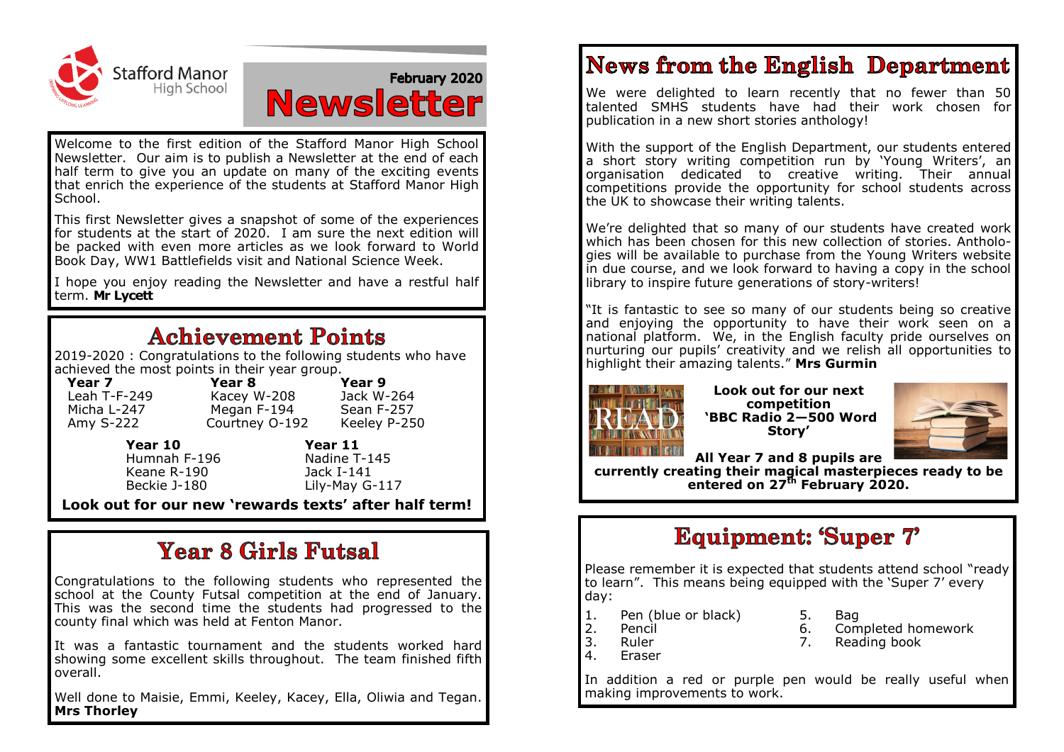Stafford Manor High School

February 2020

# Newsletter

Welcome to the first edition of the Stafford Manor High School Newsletter. Our aim is to publish a Newsletter at the end of each half term to give you an update on many of the exciting events that enrich the experience of the students at Stafford Manor High School.

This first Newsletter gives a snapshot of some of the experiences for students at the start of 2020. I am sure the next edition will be packed with even more articles as we look forward to World Book Day, WW1 Battlefields visit and National Science Week.

I hope you enjoy reading the Newsletter and have a restful half term. **Mr Lycett**

## Achievement Points

2019-2020 : Congratulations to the following students who have achieved the most points in their year group.

| Year 7 | Year 8 | Year 9 |
|---|---|---|
| Leah T-F-249 | Kacey W-208 | Jack W-264 |
| Micha L-247 | Megan F-194 | Sean F-257 |
| Amy S-222 | Courtney O-192 | Keeley P-250 |

| Year 10 | Year 11 |
|---|---|
| Humnah F-196 | Nadine T-145 |
| Keane R-190 | Jack I-141 |
| Beckie J-180 | Lily-May G-117 |

**Look out for our new 'rewards texts' after half term!**

## Year 8 Girls Futsal

Congratulations to the following students who represented the school at the County Futsal competition at the end of January. This was the second time the students had progressed to the county final which was held at Fenton Manor.

It was a fantastic tournament and the students worked hard showing some excellent skills throughout. The team finished fifth overall.

Well done to Maisie, Emmi, Keeley, Kacey, Ella, Oliwia and Tegan. **Mrs Thorley**

## News from the English Department

We were delighted to learn recently that no fewer than 50 talented SMHS students have had their work chosen for publication in a new short stories anthology!

With the support of the English Department, our students entered a short story writing competition run by 'Young Writers', an organisation dedicated to creative writing. Their annual competitions provide the opportunity for school students across the UK to showcase their writing talents.

We're delighted that so many of our students have created work which has been chosen for this new collection of stories. Anthologies will be available to purchase from the Young Writers website in due course, and we look forward to having a copy in the school library to inspire future generations of story-writers!

"It is fantastic to see so many of our students being so creative and enjoying the opportunity to have their work seen on a national platform. We, in the English faculty pride ourselves on nurturing our pupils' creativity and we relish all opportunities to highlight their amazing talents." **Mrs Gurmin**

**Look out for our next competition 'BBC Radio 2—500 Word Story'**

**All Year 7 and 8 pupils are currently creating their magical masterpieces ready to be entered on 27th February 2020.**

## Equipment: 'Super 7'

Please remember it is expected that students attend school "ready to learn". This means being equipped with the 'Super 7' every day:

1. Pen (blue or black)
2. Pencil
3. Ruler
4. Eraser
5. Bag
6. Completed homework
7. Reading book

In addition a red or purple pen would be really useful when making improvements to work.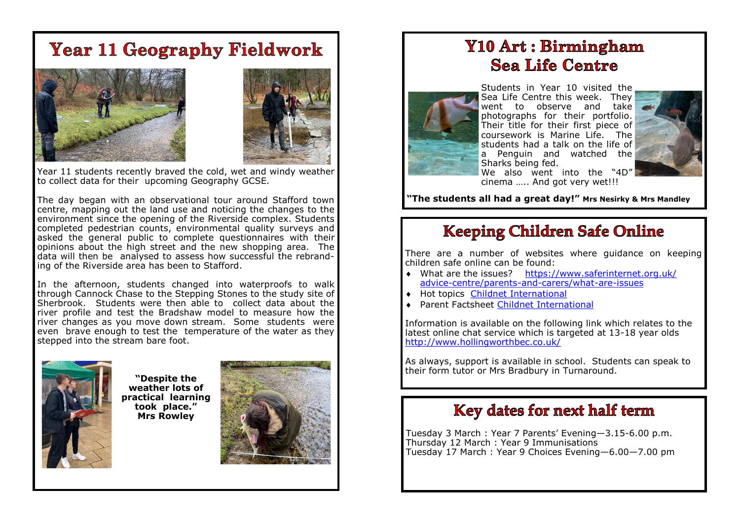# Year 11 Geography Fieldwork

Year 11 students recently braved the cold, wet and windy weather to collect data for their upcoming Geography GCSE.

The day began with an observational tour around Stafford town centre, mapping out the land use and noticing the changes to the environment since the opening of the Riverside complex. Students completed pedestrian counts, environmental quality surveys and asked the general public to complete questionnaires with their opinions about the high street and the new shopping area. The data will then be analysed to assess how successful the rebranding of the Riverside area has been to Stafford.

In the afternoon, students changed into waterproofs to walk through Cannock Chase to the Stepping Stones to the study site of Sherbrook. Students were then able to collect data about the river profile and test the Bradshaw model to measure how the river changes as you move down stream. Some students were even brave enough to test the temperature of the water as they stepped into the stream bare foot.

**"Despite the weather lots of practical learning took place." Mrs Rowley**

# Y10 Art : Birmingham Sea Life Centre

Students in Year 10 visited the Sea Life Centre this week. They went to observe and take photographs for their portfolio. Their title for their first piece of coursework is Marine Life. The students had a talk on the life of a Penguin and watched the Sharks being fed.
We also went into the "4D" cinema ….. And got very wet!!!

**"The students all had a great day!"** **Mrs Nesirky & Mrs Mandley**

# Keeping Children Safe Online

There are a number of websites where guidance on keeping children safe online can be found:

- What are the issues? https://www.saferinternet.org.uk/advice-centre/parents-and-carers/what-are-issues
- Hot topics Childnet International
- Parent Factsheet Childnet International

Information is available on the following link which relates to the latest online chat service which is targeted at 13-18 year olds http://www.hollingworthbec.co.uk/

As always, support is available in school. Students can speak to their form tutor or Mrs Bradbury in Turnaround.

# Key dates for next half term

Tuesday 3 March : Year 7 Parents' Evening—3.15-6.00 p.m.
Thursday 12 March : Year 9 Immunisations
Tuesday 17 March : Year 9 Choices Evening—6.00—7.00 pm